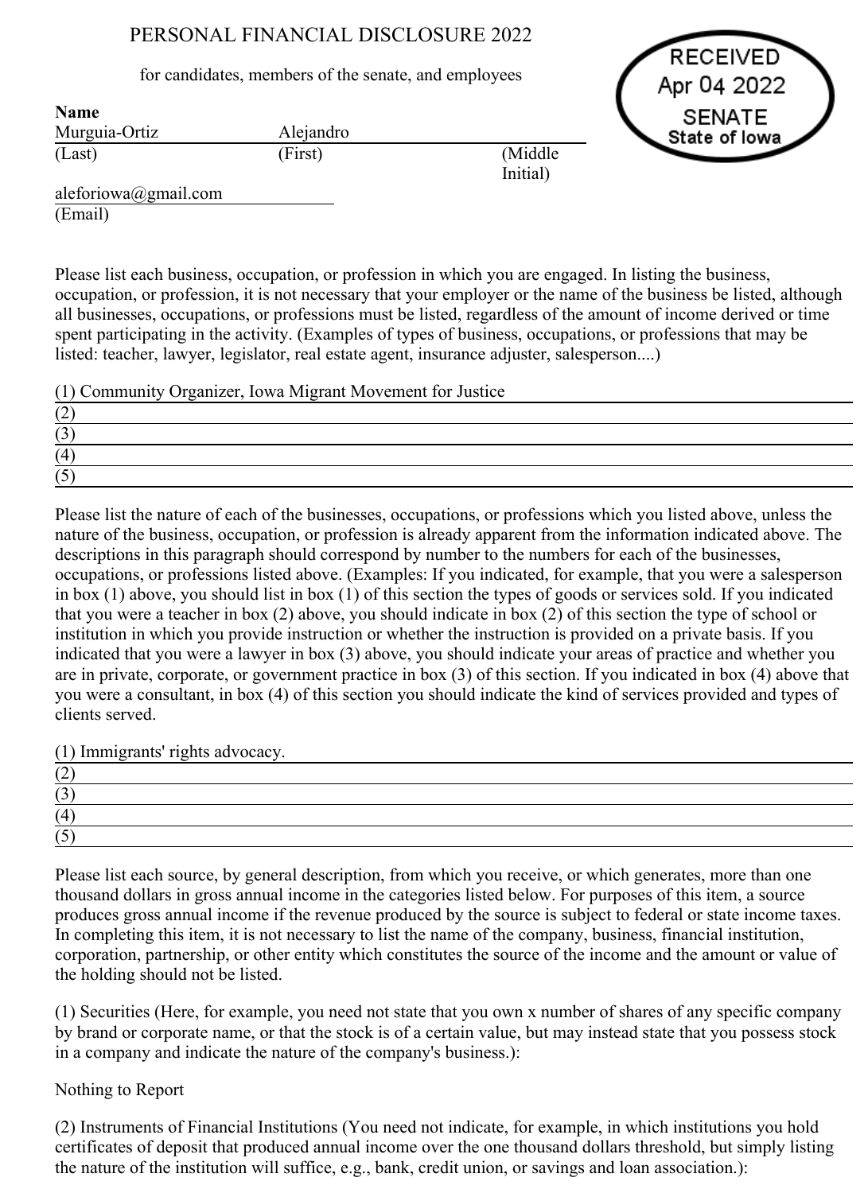# PERSONAL FINANCIAL DISCLOSURE 2022

for candidates, members of the senate, and employees

RECEIVED
Apr 04 2022
SENATE
State of Iowa

**Name**

| Murguia-Ortiz | Alejandro | |
|---|---|---|
| (Last) | (First) | (Middle Initial) |

aleforiowa@gmail.com
(Email)

Please list each business, occupation, or profession in which you are engaged. In listing the business, occupation, or profession, it is not necessary that your employer or the name of the business be listed, although all businesses, occupations, or professions must be listed, regardless of the amount of income derived or time spent participating in the activity. (Examples of types of business, occupations, or professions that may be listed: teacher, lawyer, legislator, real estate agent, insurance adjuster, salesperson....)

(1) Community Organizer, Iowa Migrant Movement for Justice
(2)
(3)
(4)
(5)

Please list the nature of each of the businesses, occupations, or professions which you listed above, unless the nature of the business, occupation, or profession is already apparent from the information indicated above. The descriptions in this paragraph should correspond by number to the numbers for each of the businesses, occupations, or professions listed above. (Examples: If you indicated, for example, that you were a salesperson in box (1) above, you should list in box (1) of this section the types of goods or services sold. If you indicated that you were a teacher in box (2) above, you should indicate in box (2) of this section the type of school or institution in which you provide instruction or whether the instruction is provided on a private basis. If you indicated that you were a lawyer in box (3) above, you should indicate your areas of practice and whether you are in private, corporate, or government practice in box (3) of this section. If you indicated in box (4) above that you were a consultant, in box (4) of this section you should indicate the kind of services provided and types of clients served.

(1) Immigrants' rights advocacy.
(2)
(3)
(4)
(5)

Please list each source, by general description, from which you receive, or which generates, more than one thousand dollars in gross annual income in the categories listed below. For purposes of this item, a source produces gross annual income if the revenue produced by the source is subject to federal or state income taxes. In completing this item, it is not necessary to list the name of the company, business, financial institution, corporation, partnership, or other entity which constitutes the source of the income and the amount or value of the holding should not be listed.

(1) Securities (Here, for example, you need not state that you own x number of shares of any specific company by brand or corporate name, or that the stock is of a certain value, but may instead state that you possess stock in a company and indicate the nature of the company's business.):

Nothing to Report

(2) Instruments of Financial Institutions (You need not indicate, for example, in which institutions you hold certificates of deposit that produced annual income over the one thousand dollars threshold, but simply listing the nature of the institution will suffice, e.g., bank, credit union, or savings and loan association.):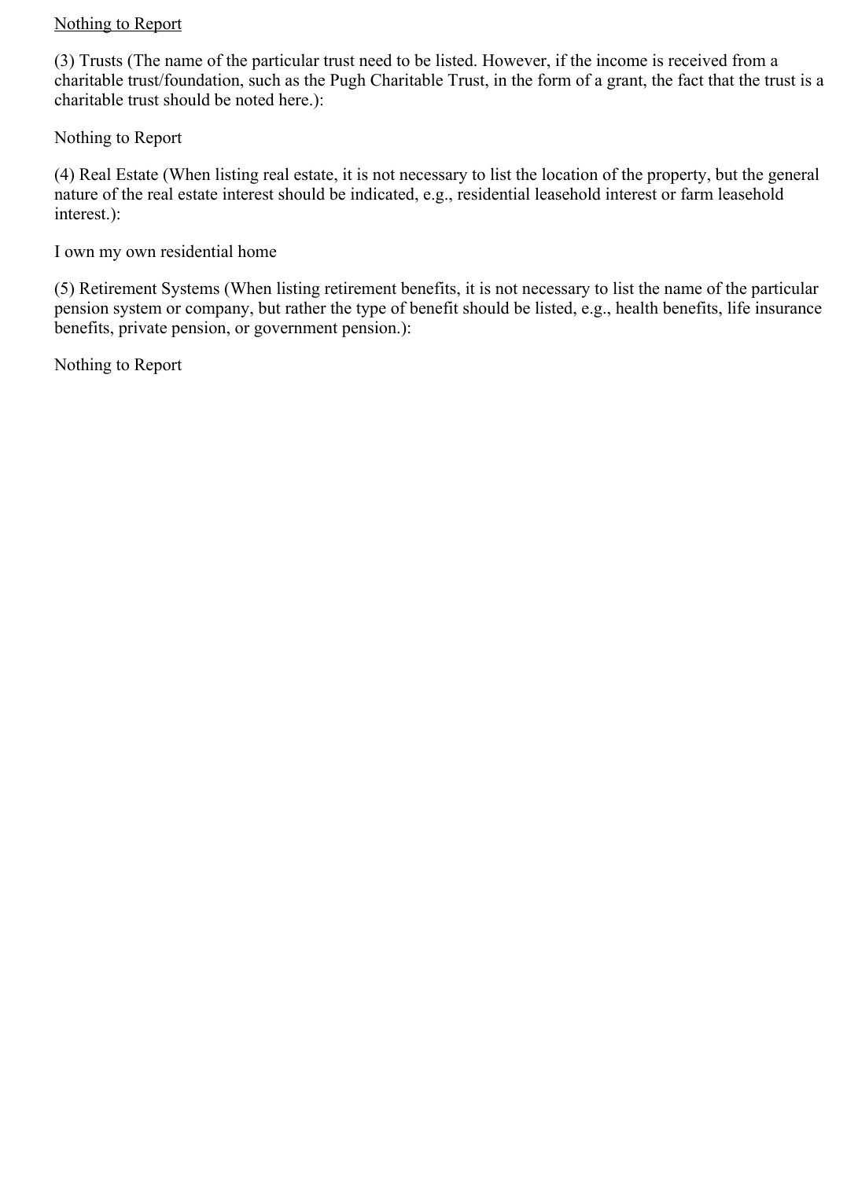<u>Nothing to Report</u>

(3) Trusts (The name of the particular trust need to be listed. However, if the income is received from a charitable trust/foundation, such as the Pugh Charitable Trust, in the form of a grant, the fact that the trust is a charitable trust should be noted here.):

Nothing to Report

(4) Real Estate (When listing real estate, it is not necessary to list the location of the property, but the general nature of the real estate interest should be indicated, e.g., residential leasehold interest or farm leasehold interest.):

I own my own residential home

(5) Retirement Systems (When listing retirement benefits, it is not necessary to list the name of the particular pension system or company, but rather the type of benefit should be listed, e.g., health benefits, life insurance benefits, private pension, or government pension.):

Nothing to Report